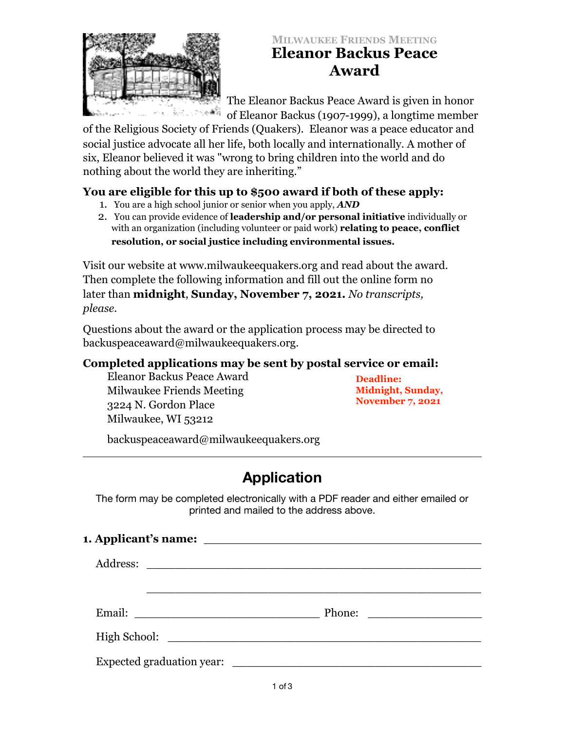MILWAUKEE FRIENDS MEETING

# Eleanor Backus Peace Award

The Eleanor Backus Peace Award is given in honor of Eleanor Backus (1907-1999), a longtime member of the Religious Society of Friends (Quakers). Eleanor was a peace educator and social justice advocate all her life, both locally and internationally. A mother of six, Eleanor believed it was "wrong to bring children into the world and do nothing about the world they are inheriting."

**You are eligible for this up to $500 award if both of these apply:**

1. You are a high school junior or senior when you apply, ***AND***
2. You can provide evidence of **leadership and/or personal initiative** individually or with an organization (including volunteer or paid work) **relating to peace, conflict resolution, or social justice including environmental issues.**

Visit our website at www.milwaukeequakers.org and read about the award. Then complete the following information and fill out the online form no later than **midnight**, **Sunday, November 7, 2021.** *No transcripts, please.*

Questions about the award or the application process may be directed to backuspeaceaward@milwaukeequakers.org.

**Completed applications may be sent by postal service or email:**

Eleanor Backus Peace Award
Milwaukee Friends Meeting
3224 N. Gordon Place
Milwaukee, WI 53212

backuspeaceaward@milwaukeequakers.org

**Deadline: Midnight, Sunday, November 7, 2021**

---

## Application

The form may be completed electronically with a PDF reader and either emailed or printed and mailed to the address above.

**1. Applicant's name:** ______________________________

Address: ______________________________

______________________________

Email: ______________________ Phone: ______________

High School: ______________________________

Expected graduation year: ______________________________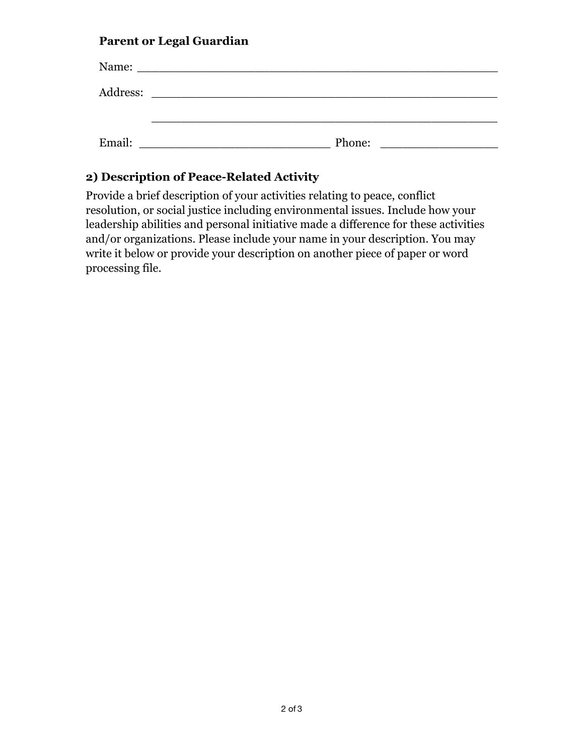**Parent or Legal Guardian**

Name: ____________________________________________

Address: __________________________________________

__________________________________________

Email: ___________________________ Phone: ________________

## 2) Description of Peace-Related Activity

Provide a brief description of your activities relating to peace, conflict resolution, or social justice including environmental issues. Include how your leadership abilities and personal initiative made a difference for these activities and/or organizations. Please include your name in your description. You may write it below or provide your description on another piece of paper or word processing file.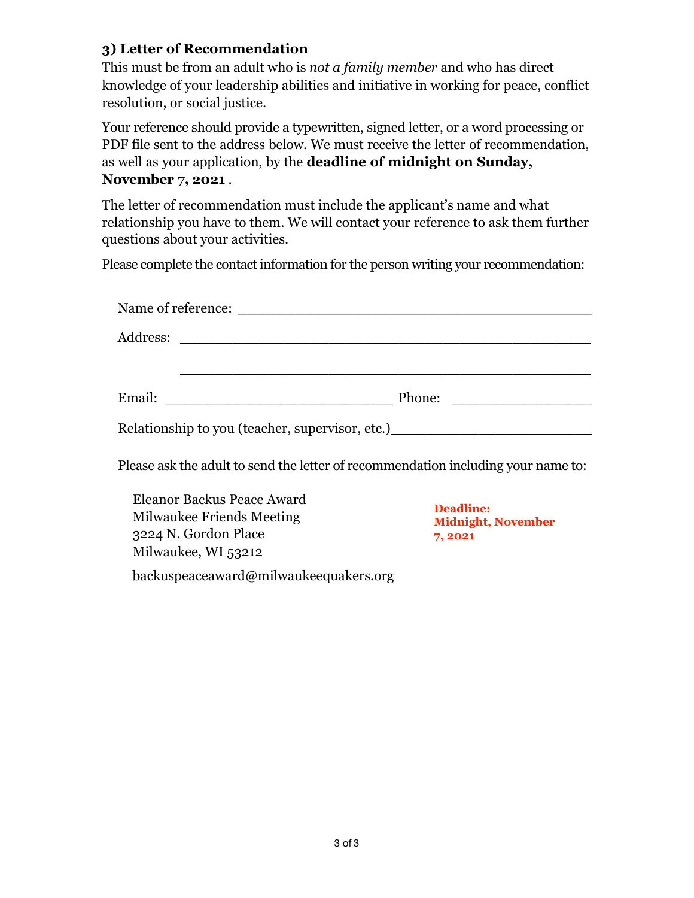### 3) Letter of Recommendation

This must be from an adult who is *not a family member* and who has direct knowledge of your leadership abilities and initiative in working for peace, conflict resolution, or social justice.

Your reference should provide a typewritten, signed letter, or a word processing or PDF file sent to the address below. We must receive the letter of recommendation, as well as your application, by the **deadline of midnight on Sunday, November 7, 2021** .

The letter of recommendation must include the applicant's name and what relationship you have to them. We will contact your reference to ask them further questions about your activities.

Please complete the contact information for the person writing your recommendation:

Name of reference: ____________________________________________

Address: ______________________________________________________

______________________________________________________

Email: _____________________________ Phone: __________________

Relationship to you (teacher, supervisor, etc.)_________________________

Please ask the adult to send the letter of recommendation including your name to:

Eleanor Backus Peace Award
Milwaukee Friends Meeting
3224 N. Gordon Place
Milwaukee, WI 53212

backuspeaceaward@milwaukeequakers.org

**Deadline: Midnight, November 7, 2021**